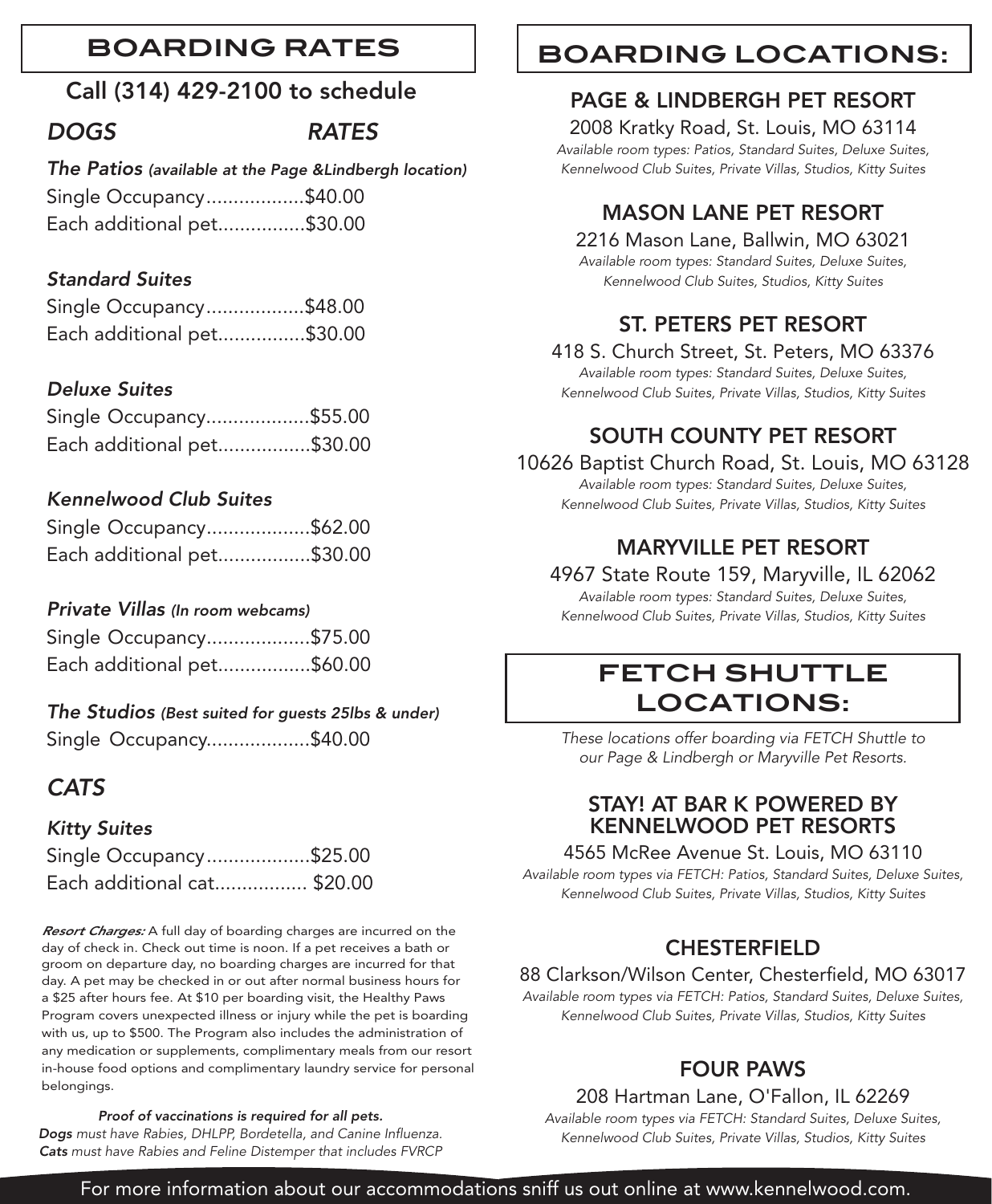# BOARDING RATES

## Call (314) 429-2100 to schedule

*DOGS* — *RATES*

***The Patios*** *(available at the Page &Lindbergh location)*

Single Occupancy..................$40.00
Each additional pet................$30.00

***Standard Suites***

Single Occupancy..................$48.00
Each additional pet................$30.00

***Deluxe Suites***

Single Occupancy...................$55.00
Each additional pet.................$30.00

***Kennelwood Club Suites***

Single Occupancy...................$62.00
Each additional pet.................$30.00

***Private Villas*** *(In room webcams)*

Single Occupancy...................$75.00
Each additional pet.................$60.00

***The Studios*** *(Best suited for guests 25lbs & under)*

Single Occupancy...................$40.00

*CATS*

***Kitty Suites***

Single Occupancy...................$25.00
Each additional cat................. $20.00

***Resort Charges:*** A full day of boarding charges are incurred on the day of check in. Check out time is noon. If a pet receives a bath or groom on departure day, no boarding charges are incurred for that day. A pet may be checked in or out after normal business hours for a $25 after hours fee. At $10 per boarding visit, the Healthy Paws Program covers unexpected illness or injury while the pet is boarding with us, up to $500. The Program also includes the administration of any medication or supplements, complimentary meals from our resort in-house food options and complimentary laundry service for personal belongings.

***Proof of vaccinations is required for all pets.***
***Dogs*** *must have Rabies, DHLPP, Bordetella, and Canine Influenza.*
***Cats*** *must have Rabies and Feline Distemper that includes FVRCP*

# BOARDING LOCATIONS:

## PAGE & LINDBERGH PET RESORT

2008 Kratky Road, St. Louis, MO 63114
*Available room types: Patios, Standard Suites, Deluxe Suites, Kennelwood Club Suites, Private Villas, Studios, Kitty Suites*

## MASON LANE PET RESORT

2216 Mason Lane, Ballwin, MO 63021
*Available room types: Standard Suites, Deluxe Suites, Kennelwood Club Suites, Studios, Kitty Suites*

## ST. PETERS PET RESORT

418 S. Church Street, St. Peters, MO 63376
*Available room types: Standard Suites, Deluxe Suites, Kennelwood Club Suites, Private Villas, Studios, Kitty Suites*

## SOUTH COUNTY PET RESORT

10626 Baptist Church Road, St. Louis, MO 63128
*Available room types: Standard Suites, Deluxe Suites, Kennelwood Club Suites, Private Villas, Studios, Kitty Suites*

## MARYVILLE PET RESORT

4967 State Route 159, Maryville, IL 62062
*Available room types: Standard Suites, Deluxe Suites, Kennelwood Club Suites, Private Villas, Studios, Kitty Suites*

# FETCH SHUTTLE LOCATIONS:

*These locations offer boarding via FETCH Shuttle to our Page & Lindbergh or Maryville Pet Resorts.*

## STAY! AT BAR K POWERED BY KENNELWOOD PET RESORTS

4565 McRee Avenue St. Louis, MO 63110
*Available room types via FETCH: Patios, Standard Suites, Deluxe Suites, Kennelwood Club Suites, Private Villas, Studios, Kitty Suites*

## CHESTERFIELD

88 Clarkson/Wilson Center, Chesterfield, MO 63017
*Available room types via FETCH: Patios, Standard Suites, Deluxe Suites, Kennelwood Club Suites, Private Villas, Studios, Kitty Suites*

## FOUR PAWS

208 Hartman Lane, O'Fallon, IL 62269
*Available room types via FETCH: Standard Suites, Deluxe Suites, Kennelwood Club Suites, Private Villas, Studios, Kitty Suites*

For more information about our accommodations sniff us out online at www.kennelwood.com.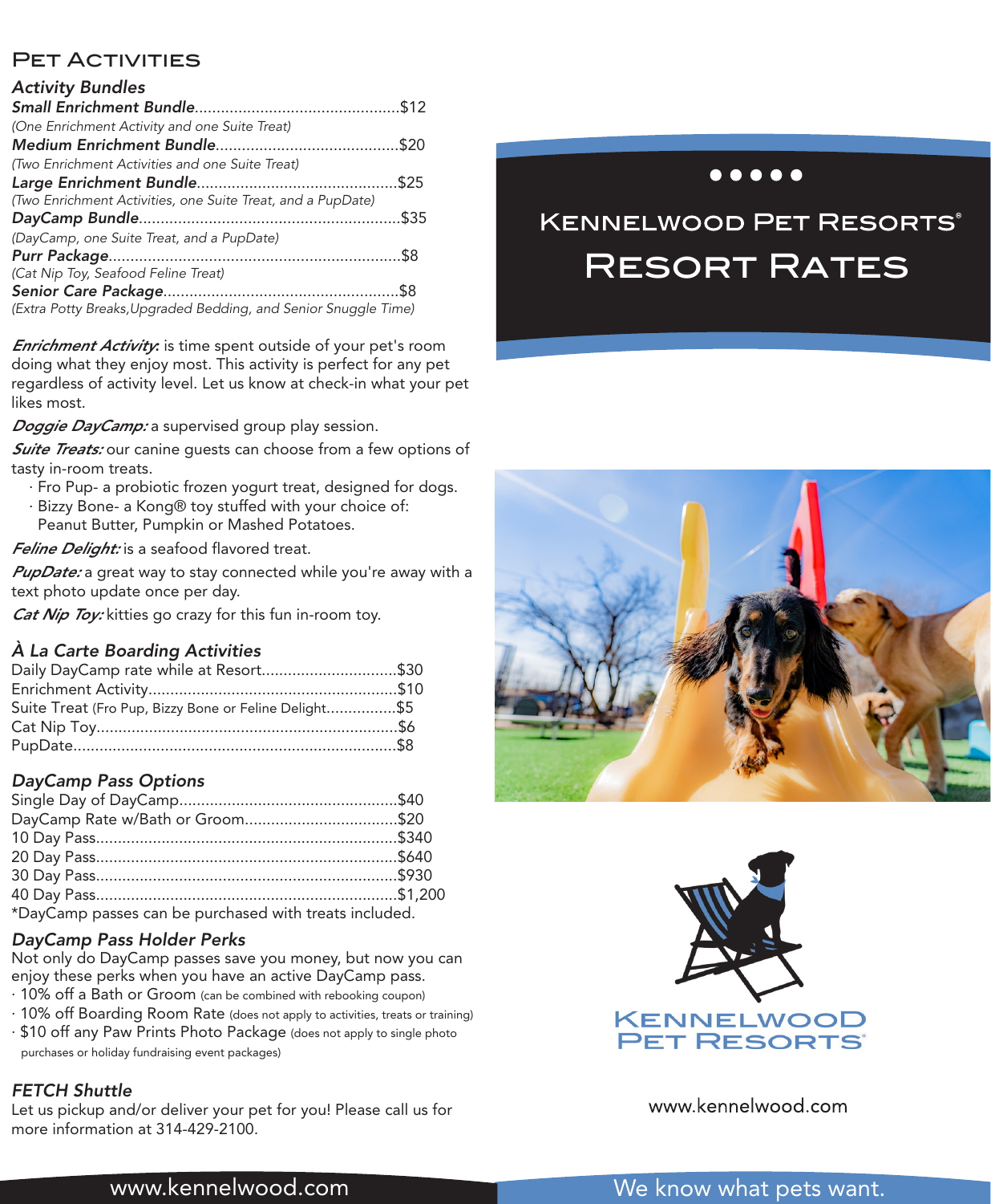# Pet Activities

## Activity Bundles

***Small Enrichment Bundle*** ............................................... $12
*(One Enrichment Activity and one Suite Treat)*

***Medium Enrichment Bundle*** ......................................... $20
*(Two Enrichment Activities and one Suite Treat)*

***Large Enrichment Bundle*** ............................................. $25
*(Two Enrichment Activities, one Suite Treat, and a PupDate)*

***DayCamp Bundle*** ............................................................ $35
*(DayCamp, one Suite Treat, and a PupDate)*

***Purr Package*** .................................................................. $8
*(Cat Nip Toy, Seafood Feline Treat)*

***Senior Care Package*** ...................................................... $8
*(Extra Potty Breaks,Upgraded Bedding, and Senior Snuggle Time)*

***Enrichment Activity:*** is time spent outside of your pet's room doing what they enjoy most. This activity is perfect for any pet regardless of activity level. Let us know at check-in what your pet likes most.

***Doggie DayCamp:*** a supervised group play session.

***Suite Treats:*** our canine guests can choose from a few options of tasty in-room treats.

- Fro Pup- a probiotic frozen yogurt treat, designed for dogs.
- Bizzy Bone- a Kong® toy stuffed with your choice of: Peanut Butter, Pumpkin or Mashed Potatoes.

***Feline Delight:*** is a seafood flavored treat.

***PupDate:*** a great way to stay connected while you're away with a text photo update once per day.

***Cat Nip Toy:*** kitties go crazy for this fun in-room toy.

## À La Carte Boarding Activities

Daily DayCamp rate while at Resort ............................... $30
Enrichment Activity ......................................................... $10
Suite Treat (Fro Pup, Bizzy Bone or Feline Delight ................ $5
Cat Nip Toy ..................................................................... $6
PupDate ........................................................................... $8

## DayCamp Pass Options

Single Day of DayCamp .................................................. $40
DayCamp Rate w/Bath or Groom ................................... $20
10 Day Pass ..................................................................... $340
20 Day Pass ..................................................................... $640
30 Day Pass ..................................................................... $930
40 Day Pass ..................................................................... $1,200
*DayCamp passes can be purchased with treats included.

## DayCamp Pass Holder Perks

Not only do DayCamp passes save you money, but now you can enjoy these perks when you have an active DayCamp pass.

- 10% off a Bath or Groom (can be combined with rebooking coupon)
- 10% off Boarding Room Rate (does not apply to activities, treats or training)
- $10 off any Paw Prints Photo Package (does not apply to single photo purchases or holiday fundraising event packages)

## FETCH Shuttle

Let us pickup and/or deliver your pet for you! Please call us for more information at 314-429-2100.

# Kennelwood Pet Resorts®

# Resort Rates

Kennelwood Pet Resorts®

www.kennelwood.com

www.kennelwood.com

We know what pets want.